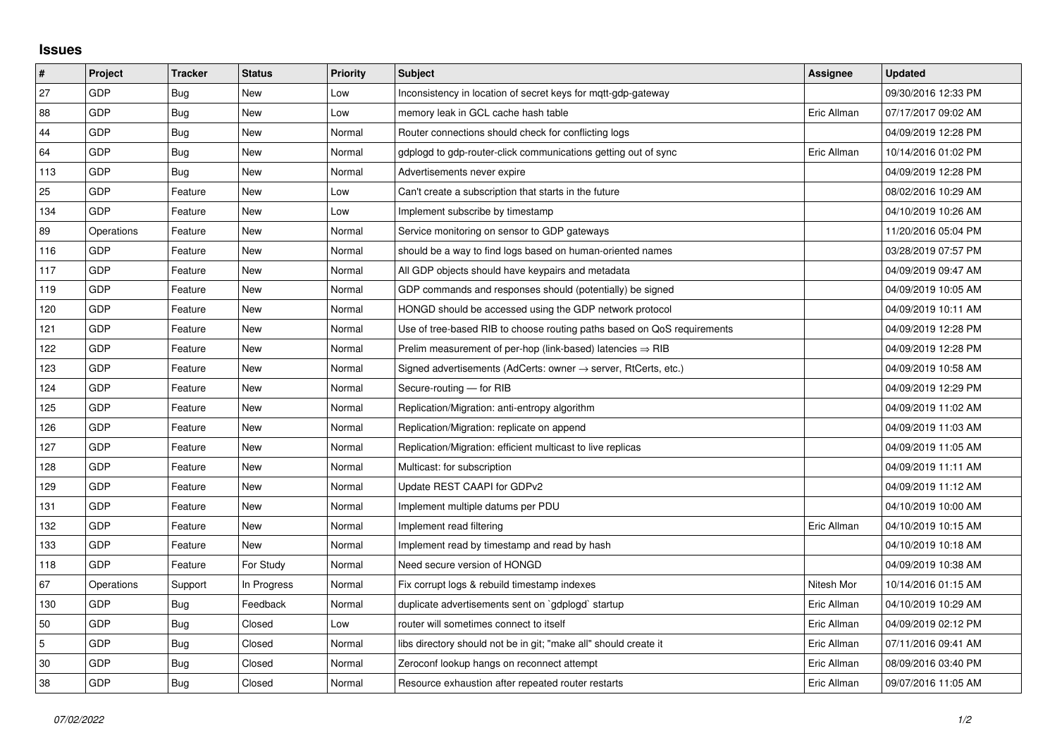## Issues

| # | Project | Tracker | Status | Priority | Subject | Assignee | Updated |
|---|---|---|---|---|---|---|---|
| 27 | GDP | Bug | New | Low | Inconsistency in location of secret keys for mqtt-gdp-gateway | | 09/30/2016 12:33 PM |
| 88 | GDP | Bug | New | Low | memory leak in GCL cache hash table | Eric Allman | 07/17/2017 09:02 AM |
| 44 | GDP | Bug | New | Normal | Router connections should check for conflicting logs | | 04/09/2019 12:28 PM |
| 64 | GDP | Bug | New | Normal | gdplogd to gdp-router-click communications getting out of sync | Eric Allman | 10/14/2016 01:02 PM |
| 113 | GDP | Bug | New | Normal | Advertisements never expire | | 04/09/2019 12:28 PM |
| 25 | GDP | Feature | New | Low | Can't create a subscription that starts in the future | | 08/02/2016 10:29 AM |
| 134 | GDP | Feature | New | Low | Implement subscribe by timestamp | | 04/10/2019 10:26 AM |
| 89 | Operations | Feature | New | Normal | Service monitoring on sensor to GDP gateways | | 11/20/2016 05:04 PM |
| 116 | GDP | Feature | New | Normal | should be a way to find logs based on human-oriented names | | 03/28/2019 07:57 PM |
| 117 | GDP | Feature | New | Normal | All GDP objects should have keypairs and metadata | | 04/09/2019 09:47 AM |
| 119 | GDP | Feature | New | Normal | GDP commands and responses should (potentially) be signed | | 04/09/2019 10:05 AM |
| 120 | GDP | Feature | New | Normal | HONGD should be accessed using the GDP network protocol | | 04/09/2019 10:11 AM |
| 121 | GDP | Feature | New | Normal | Use of tree-based RIB to choose routing paths based on QoS requirements | | 04/09/2019 12:28 PM |
| 122 | GDP | Feature | New | Normal | Prelim measurement of per-hop (link-based) latencies ⇒ RIB | | 04/09/2019 12:28 PM |
| 123 | GDP | Feature | New | Normal | Signed advertisements (AdCerts: owner → server, RtCerts, etc.) | | 04/09/2019 10:58 AM |
| 124 | GDP | Feature | New | Normal | Secure-routing — for RIB | | 04/09/2019 12:29 PM |
| 125 | GDP | Feature | New | Normal | Replication/Migration: anti-entropy algorithm | | 04/09/2019 11:02 AM |
| 126 | GDP | Feature | New | Normal | Replication/Migration: replicate on append | | 04/09/2019 11:03 AM |
| 127 | GDP | Feature | New | Normal | Replication/Migration: efficient multicast to live replicas | | 04/09/2019 11:05 AM |
| 128 | GDP | Feature | New | Normal | Multicast: for subscription | | 04/09/2019 11:11 AM |
| 129 | GDP | Feature | New | Normal | Update REST CAAPI for GDPv2 | | 04/09/2019 11:12 AM |
| 131 | GDP | Feature | New | Normal | Implement multiple datums per PDU | | 04/10/2019 10:00 AM |
| 132 | GDP | Feature | New | Normal | Implement read filtering | Eric Allman | 04/10/2019 10:15 AM |
| 133 | GDP | Feature | New | Normal | Implement read by timestamp and read by hash | | 04/10/2019 10:18 AM |
| 118 | GDP | Feature | For Study | Normal | Need secure version of HONGD | | 04/09/2019 10:38 AM |
| 67 | Operations | Support | In Progress | Normal | Fix corrupt logs & rebuild timestamp indexes | Nitesh Mor | 10/14/2016 01:15 AM |
| 130 | GDP | Bug | Feedback | Normal | duplicate advertisements sent on `gdplogd` startup | Eric Allman | 04/10/2019 10:29 AM |
| 50 | GDP | Bug | Closed | Low | router will sometimes connect to itself | Eric Allman | 04/09/2019 02:12 PM |
| 5 | GDP | Bug | Closed | Normal | libs directory should not be in git; "make all" should create it | Eric Allman | 07/11/2016 09:41 AM |
| 30 | GDP | Bug | Closed | Normal | Zeroconf lookup hangs on reconnect attempt | Eric Allman | 08/09/2016 03:40 PM |
| 38 | GDP | Bug | Closed | Normal | Resource exhaustion after repeated router restarts | Eric Allman | 09/07/2016 11:05 AM |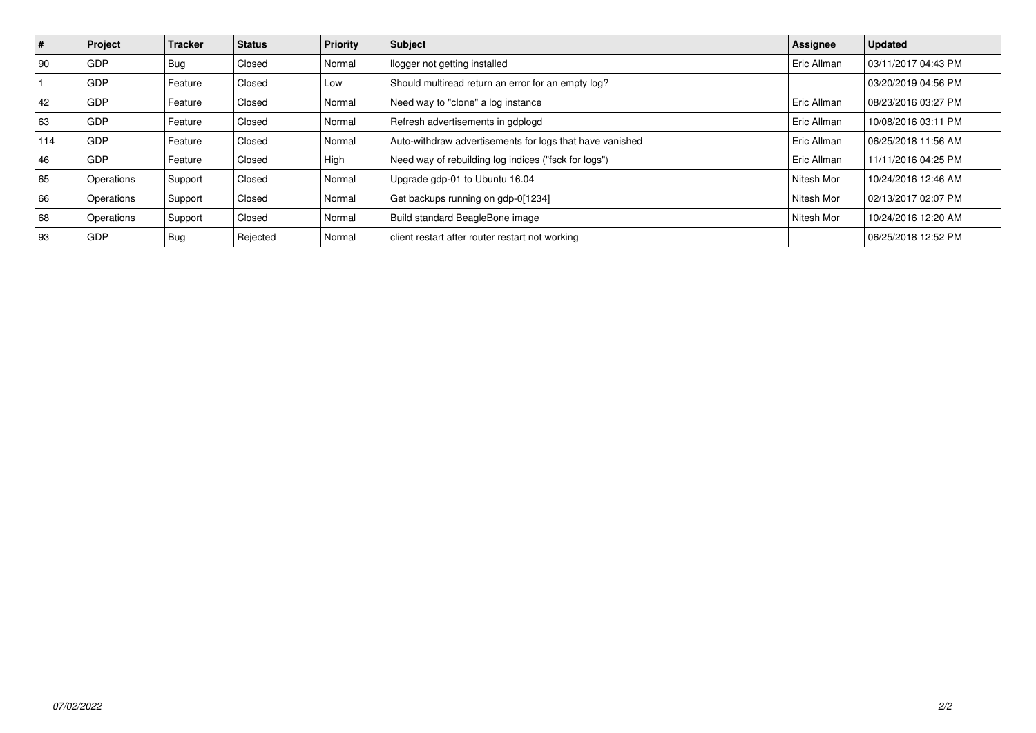| # | Project | Tracker | Status | Priority | Subject | Assignee | Updated |
|---|---|---|---|---|---|---|---|
| 90 | GDP | Bug | Closed | Normal | llogger not getting installed | Eric Allman | 03/11/2017 04:43 PM |
| 1 | GDP | Feature | Closed | Low | Should multiread return an error for an empty log? | | 03/20/2019 04:56 PM |
| 42 | GDP | Feature | Closed | Normal | Need way to "clone" a log instance | Eric Allman | 08/23/2016 03:27 PM |
| 63 | GDP | Feature | Closed | Normal | Refresh advertisements in gdplogd | Eric Allman | 10/08/2016 03:11 PM |
| 114 | GDP | Feature | Closed | Normal | Auto-withdraw advertisements for logs that have vanished | Eric Allman | 06/25/2018 11:56 AM |
| 46 | GDP | Feature | Closed | High | Need way of rebuilding log indices ("fsck for logs") | Eric Allman | 11/11/2016 04:25 PM |
| 65 | Operations | Support | Closed | Normal | Upgrade gdp-01 to Ubuntu 16.04 | Nitesh Mor | 10/24/2016 12:46 AM |
| 66 | Operations | Support | Closed | Normal | Get backups running on gdp-0[1234] | Nitesh Mor | 02/13/2017 02:07 PM |
| 68 | Operations | Support | Closed | Normal | Build standard BeagleBone image | Nitesh Mor | 10/24/2016 12:20 AM |
| 93 | GDP | Bug | Rejected | Normal | client restart after router restart not working | | 06/25/2018 12:52 PM |

*07/02/2022*